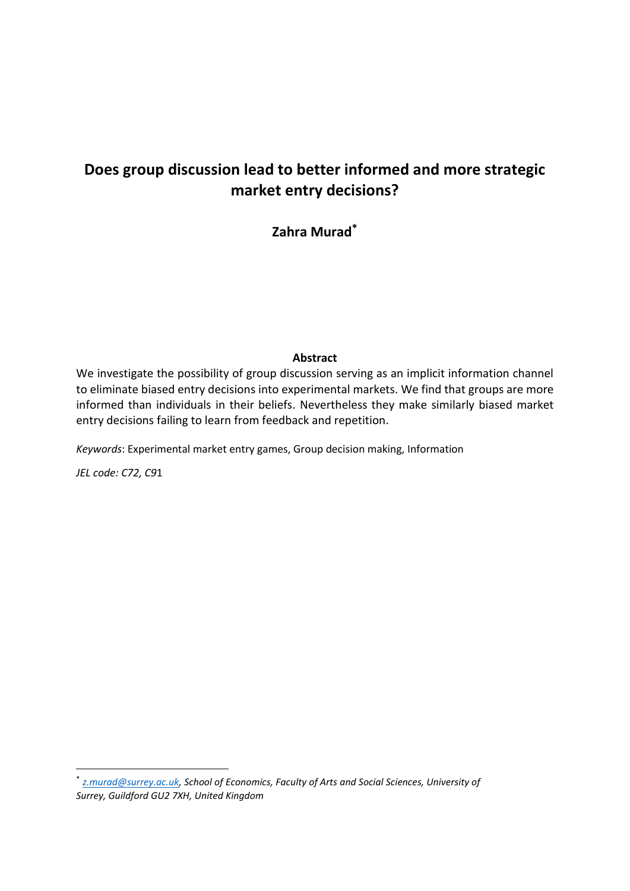# Does group discussion lead to better informed and more strategic market entry decisions?

**Zahra Murad[*]**

## Abstract

We investigate the possibility of group discussion serving as an implicit information channel to eliminate biased entry decisions into experimental markets. We find that groups are more informed than individuals in their beliefs. Nevertheless they make similarly biased market entry decisions failing to learn from feedback and repetition.

*Keywords*: Experimental market entry games, Group decision making, Information

*JEL code: C72, C91*

---

[*] *z.murad@surrey.ac.uk, School of Economics, Faculty of Arts and Social Sciences, University of Surrey, Guildford GU2 7XH, United Kingdom*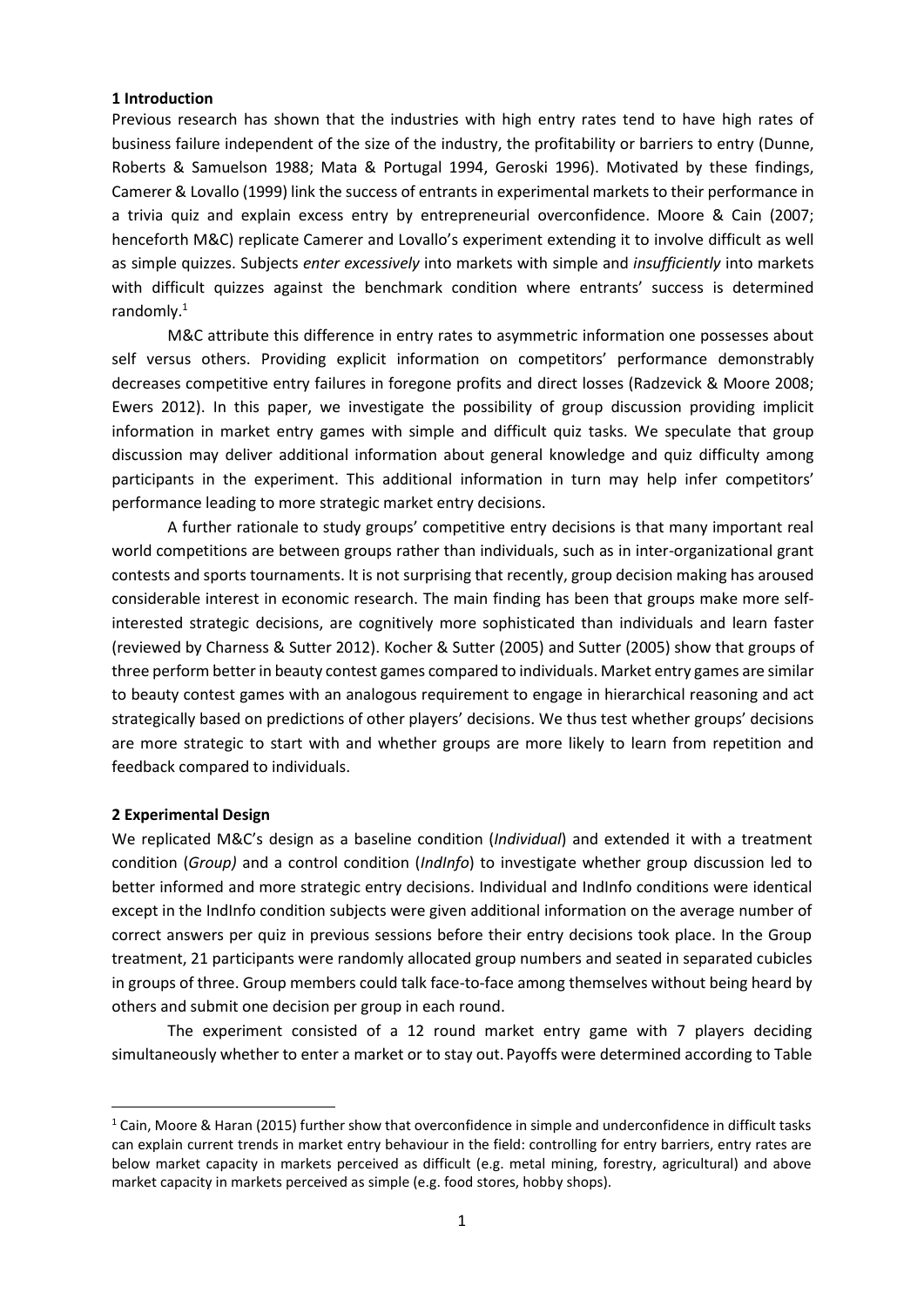## 1 Introduction

Previous research has shown that the industries with high entry rates tend to have high rates of business failure independent of the size of the industry, the profitability or barriers to entry (Dunne, Roberts & Samuelson 1988; Mata & Portugal 1994, Geroski 1996). Motivated by these findings, Camerer & Lovallo (1999) link the success of entrants in experimental markets to their performance in a trivia quiz and explain excess entry by entrepreneurial overconfidence. Moore & Cain (2007; henceforth M&C) replicate Camerer and Lovallo's experiment extending it to involve difficult as well as simple quizzes. Subjects *enter excessively* into markets with simple and *insufficiently* into markets with difficult quizzes against the benchmark condition where entrants' success is determined randomly.[1]

M&C attribute this difference in entry rates to asymmetric information one possesses about self versus others. Providing explicit information on competitors' performance demonstrably decreases competitive entry failures in foregone profits and direct losses (Radzevick & Moore 2008; Ewers 2012). In this paper, we investigate the possibility of group discussion providing implicit information in market entry games with simple and difficult quiz tasks. We speculate that group discussion may deliver additional information about general knowledge and quiz difficulty among participants in the experiment. This additional information in turn may help infer competitors' performance leading to more strategic market entry decisions.

A further rationale to study groups' competitive entry decisions is that many important real world competitions are between groups rather than individuals, such as in inter-organizational grant contests and sports tournaments. It is not surprising that recently, group decision making has aroused considerable interest in economic research. The main finding has been that groups make more self-interested strategic decisions, are cognitively more sophisticated than individuals and learn faster (reviewed by Charness & Sutter 2012). Kocher & Sutter (2005) and Sutter (2005) show that groups of three perform better in beauty contest games compared to individuals. Market entry games are similar to beauty contest games with an analogous requirement to engage in hierarchical reasoning and act strategically based on predictions of other players' decisions. We thus test whether groups' decisions are more strategic to start with and whether groups are more likely to learn from repetition and feedback compared to individuals.

## 2 Experimental Design

We replicated M&C's design as a baseline condition (*Individual*) and extended it with a treatment condition (*Group)* and a control condition (*IndInfo*) to investigate whether group discussion led to better informed and more strategic entry decisions. Individual and IndInfo conditions were identical except in the IndInfo condition subjects were given additional information on the average number of correct answers per quiz in previous sessions before their entry decisions took place. In the Group treatment, 21 participants were randomly allocated group numbers and seated in separated cubicles in groups of three. Group members could talk face-to-face among themselves without being heard by others and submit one decision per group in each round.

The experiment consisted of a 12 round market entry game with 7 players deciding simultaneously whether to enter a market or to stay out. Payoffs were determined according to Table

---

[1] Cain, Moore & Haran (2015) further show that overconfidence in simple and underconfidence in difficult tasks can explain current trends in market entry behaviour in the field: controlling for entry barriers, entry rates are below market capacity in markets perceived as difficult (e.g. metal mining, forestry, agricultural) and above market capacity in markets perceived as simple (e.g. food stores, hobby shops).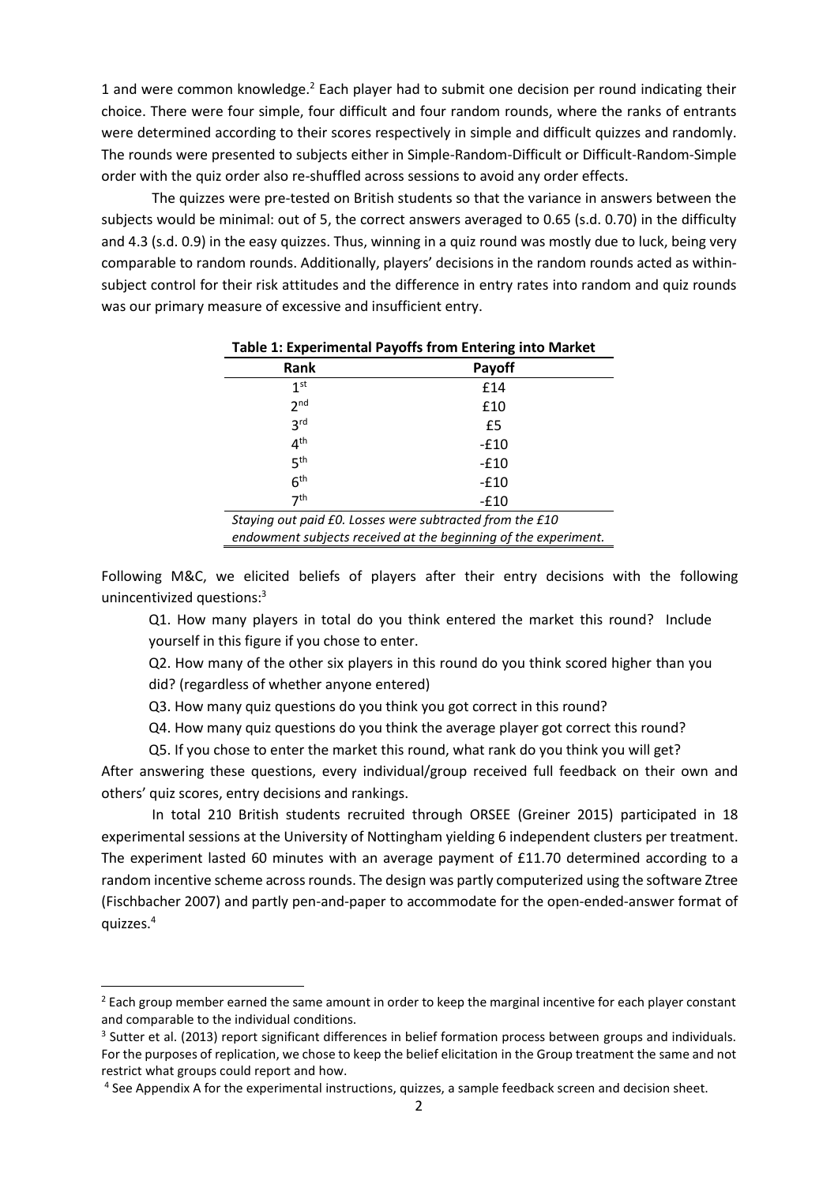1 and were common knowledge.[2] Each player had to submit one decision per round indicating their choice. There were four simple, four difficult and four random rounds, where the ranks of entrants were determined according to their scores respectively in simple and difficult quizzes and randomly. The rounds were presented to subjects either in Simple-Random-Difficult or Difficult-Random-Simple order with the quiz order also re-shuffled across sessions to avoid any order effects.

The quizzes were pre-tested on British students so that the variance in answers between the subjects would be minimal: out of 5, the correct answers averaged to 0.65 (s.d. 0.70) in the difficulty and 4.3 (s.d. 0.9) in the easy quizzes. Thus, winning in a quiz round was mostly due to luck, being very comparable to random rounds. Additionally, players' decisions in the random rounds acted as within-subject control for their risk attitudes and the difference in entry rates into random and quiz rounds was our primary measure of excessive and insufficient entry.

**Table 1: Experimental Payoffs from Entering into Market**

| Rank | Payoff |
|---|---|
| 1st | £14 |
| 2nd | £10 |
| 3rd | £5 |
| 4th | -£10 |
| 5th | -£10 |
| 6th | -£10 |
| 7th | -£10 |

*Staying out paid £0. Losses were subtracted from the £10 endowment subjects received at the beginning of the experiment.*

Following M&C, we elicited beliefs of players after their entry decisions with the following unincentivized questions:[3]

Q1. How many players in total do you think entered the market this round? Include yourself in this figure if you chose to enter.

Q2. How many of the other six players in this round do you think scored higher than you did? (regardless of whether anyone entered)

Q3. How many quiz questions do you think you got correct in this round?

Q4. How many quiz questions do you think the average player got correct this round?

Q5. If you chose to enter the market this round, what rank do you think you will get?

After answering these questions, every individual/group received full feedback on their own and others' quiz scores, entry decisions and rankings.

In total 210 British students recruited through ORSEE (Greiner 2015) participated in 18 experimental sessions at the University of Nottingham yielding 6 independent clusters per treatment. The experiment lasted 60 minutes with an average payment of £11.70 determined according to a random incentive scheme across rounds. The design was partly computerized using the software Ztree (Fischbacher 2007) and partly pen-and-paper to accommodate for the open-ended-answer format of quizzes.[4]

---

[2] Each group member earned the same amount in order to keep the marginal incentive for each player constant and comparable to the individual conditions.

[3] Sutter et al. (2013) report significant differences in belief formation process between groups and individuals. For the purposes of replication, we chose to keep the belief elicitation in the Group treatment the same and not restrict what groups could report and how.

[4] See Appendix A for the experimental instructions, quizzes, a sample feedback screen and decision sheet.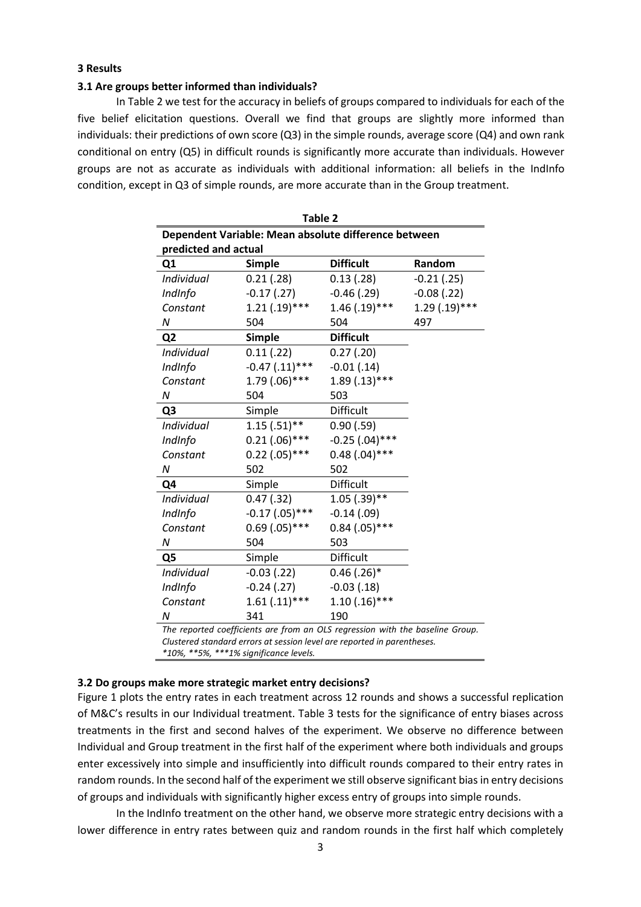### 3 Results

#### 3.1 Are groups better informed than individuals?

In Table 2 we test for the accuracy in beliefs of groups compared to individuals for each of the five belief elicitation questions. Overall we find that groups are slightly more informed than individuals: their predictions of own score (Q3) in the simple rounds, average score (Q4) and own rank conditional on entry (Q5) in difficult rounds is significantly more accurate than individuals. However groups are not as accurate as individuals with additional information: all beliefs in the IndInfo condition, except in Q3 of simple rounds, are more accurate than in the Group treatment.

**Table 2**

| Dependent Variable: Mean absolute difference between predicted and actual | | | |
|---|---|---|---|
| **Q1** | **Simple** | **Difficult** | **Random** |
| *Individual* | 0.21 (.28) | 0.13 (.28) | -0.21 (.25) |
| *IndInfo* | -0.17 (.27) | -0.46 (.29) | -0.08 (.22) |
| *Constant* | 1.21 (.19)*** | 1.46 (.19)*** | 1.29 (.19)*** |
| *N* | 504 | 504 | 497 |
| **Q2** | **Simple** | **Difficult** | |
| *Individual* | 0.11 (.22) | 0.27 (.20) | |
| *IndInfo* | -0.47 (.11)*** | -0.01 (.14) | |
| *Constant* | 1.79 (.06)*** | 1.89 (.13)*** | |
| *N* | 504 | 503 | |
| **Q3** | Simple | Difficult | |
| *Individual* | 1.15 (.51)** | 0.90 (.59) | |
| *IndInfo* | 0.21 (.06)*** | -0.25 (.04)*** | |
| *Constant* | 0.22 (.05)*** | 0.48 (.04)*** | |
| *N* | 502 | 502 | |
| **Q4** | Simple | Difficult | |
| *Individual* | 0.47 (.32) | 1.05 (.39)** | |
| *IndInfo* | -0.17 (.05)*** | -0.14 (.09) | |
| *Constant* | 0.69 (.05)*** | 0.84 (.05)*** | |
| *N* | 504 | 503 | |
| **Q5** | Simple | Difficult | |
| *Individual* | -0.03 (.22) | 0.46 (.26)* | |
| *IndInfo* | -0.24 (.27) | -0.03 (.18) | |
| *Constant* | 1.61 (.11)*** | 1.10 (.16)*** | |
| *N* | 341 | 190 | |

*The reported coefficients are from an OLS regression with the baseline Group. Clustered standard errors at session level are reported in parentheses. *10%, **5%, ***1% significance levels.*

#### 3.2 Do groups make more strategic market entry decisions?

Figure 1 plots the entry rates in each treatment across 12 rounds and shows a successful replication of M&C's results in our Individual treatment. Table 3 tests for the significance of entry biases across treatments in the first and second halves of the experiment. We observe no difference between Individual and Group treatment in the first half of the experiment where both individuals and groups enter excessively into simple and insufficiently into difficult rounds compared to their entry rates in random rounds. In the second half of the experiment we still observe significant bias in entry decisions of groups and individuals with significantly higher excess entry of groups into simple rounds.

In the IndInfo treatment on the other hand, we observe more strategic entry decisions with a lower difference in entry rates between quiz and random rounds in the first half which completely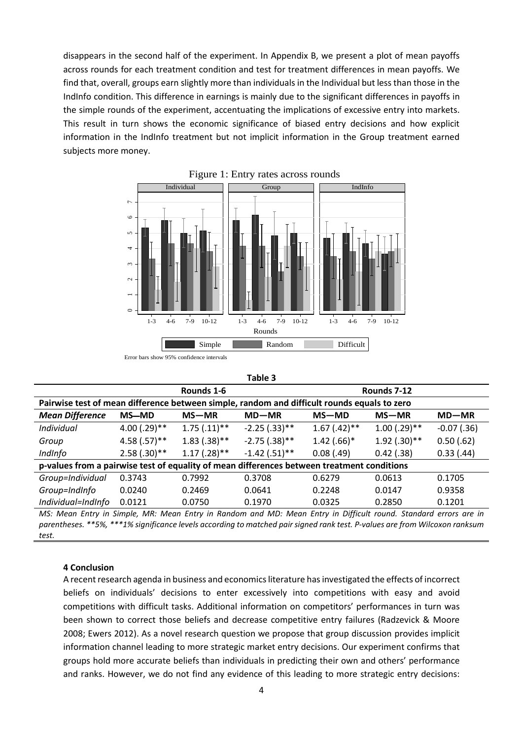disappears in the second half of the experiment. In Appendix B, we present a plot of mean payoffs across rounds for each treatment condition and test for treatment differences in mean payoffs. We find that, overall, groups earn slightly more than individuals in the Individual but less than those in the IndInfo condition. This difference in earnings is mainly due to the significant differences in payoffs in the simple rounds of the experiment, accentuating the implications of excessive entry into markets. This result in turn shows the economic significance of biased entry decisions and how explicit information in the IndInfo treatment but not implicit information in the Group treatment earned subjects more money.

Figure 1: Entry rates across rounds

Error bars show 95% confidence intervals

**Table 3**

| | Rounds 1-6 | | | Rounds 7-12 | | |
|---|---|---|---|---|---|---|
| **Pairwise test of mean difference between simple, random and difficult rounds equals to zero** | | | | | | |
| ***Mean Difference*** | **MS—MD** | **MS—MR** | **MD—MR** | **MS—MD** | **MS—MR** | **MD—MR** |
| *Individual* | 4.00 (.29)** | 1.75 (.11)** | -2.25 (.33)** | 1.67 (.42)** | 1.00 (.29)** | -0.07 (.36) |
| *Group* | 4.58 (.57)** | 1.83 (.38)** | -2.75 (.38)** | 1.42 (.66)* | 1.92 (.30)** | 0.50 (.62) |
| *IndInfo* | 2.58 (.30)** | 1.17 (.28)** | -1.42 (.51)** | 0.08 (.49) | 0.42 (.38) | 0.33 (.44) |
| **p-values from a pairwise test of equality of mean differences between treatment conditions** | | | | | | |
| *Group=Individual* | 0.3743 | 0.7992 | 0.3708 | 0.6279 | 0.0613 | 0.1705 |
| *Group=IndInfo* | 0.0240 | 0.2469 | 0.0641 | 0.2248 | 0.0147 | 0.9358 |
| *Individual=IndInfo* | 0.0121 | 0.0750 | 0.1970 | 0.0325 | 0.2850 | 0.1201 |

*MS: Mean Entry in Simple, MR: Mean Entry in Random and MD: Mean Entry in Difficult round. Standard errors are in parentheses. **5%, ***1% significance levels according to matched pair signed rank test. P-values are from Wilcoxon ranksum test.*

### 4 Conclusion

A recent research agenda in business and economics literature has investigated the effects of incorrect beliefs on individuals' decisions to enter excessively into competitions with easy and avoid competitions with difficult tasks. Additional information on competitors' performances in turn was been shown to correct those beliefs and decrease competitive entry failures (Radzevick & Moore 2008; Ewers 2012). As a novel research question we propose that group discussion provides implicit information channel leading to more strategic market entry decisions. Our experiment confirms that groups hold more accurate beliefs than individuals in predicting their own and others' performance and ranks. However, we do not find any evidence of this leading to more strategic entry decisions: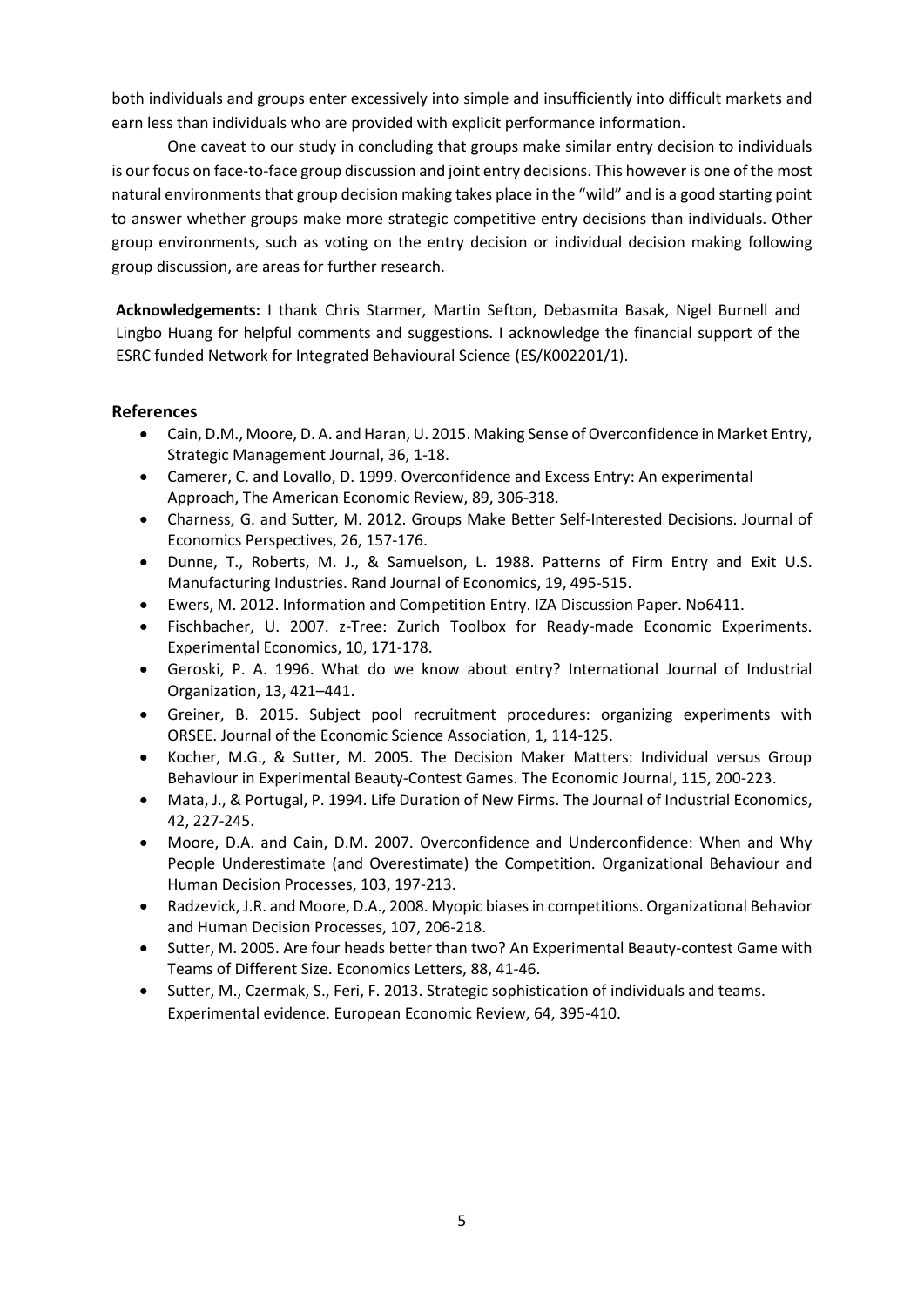both individuals and groups enter excessively into simple and insufficiently into difficult markets and earn less than individuals who are provided with explicit performance information.

One caveat to our study in concluding that groups make similar entry decision to individuals is our focus on face-to-face group discussion and joint entry decisions. This however is one of the most natural environments that group decision making takes place in the "wild" and is a good starting point to answer whether groups make more strategic competitive entry decisions than individuals. Other group environments, such as voting on the entry decision or individual decision making following group discussion, are areas for further research.

**Acknowledgements:** I thank Chris Starmer, Martin Sefton, Debasmita Basak, Nigel Burnell and Lingbo Huang for helpful comments and suggestions. I acknowledge the financial support of the ESRC funded Network for Integrated Behavioural Science (ES/K002201/1).

## References

- Cain, D.M., Moore, D. A. and Haran, U. 2015. Making Sense of Overconfidence in Market Entry, Strategic Management Journal, 36, 1-18.
- Camerer, C. and Lovallo, D. 1999. Overconfidence and Excess Entry: An experimental Approach, The American Economic Review, 89, 306-318.
- Charness, G. and Sutter, M. 2012. Groups Make Better Self-Interested Decisions. Journal of Economics Perspectives, 26, 157-176.
- Dunne, T., Roberts, M. J., & Samuelson, L. 1988. Patterns of Firm Entry and Exit U.S. Manufacturing Industries. Rand Journal of Economics, 19, 495-515.
- Ewers, M. 2012. Information and Competition Entry. IZA Discussion Paper. No6411.
- Fischbacher, U. 2007. z-Tree: Zurich Toolbox for Ready-made Economic Experiments. Experimental Economics, 10, 171-178.
- Geroski, P. A. 1996. What do we know about entry? International Journal of Industrial Organization, 13, 421–441.
- Greiner, B. 2015. Subject pool recruitment procedures: organizing experiments with ORSEE. Journal of the Economic Science Association, 1, 114-125.
- Kocher, M.G., & Sutter, M. 2005. The Decision Maker Matters: Individual versus Group Behaviour in Experimental Beauty-Contest Games. The Economic Journal, 115, 200-223.
- Mata, J., & Portugal, P. 1994. Life Duration of New Firms. The Journal of Industrial Economics, 42, 227-245.
- Moore, D.A. and Cain, D.M. 2007. Overconfidence and Underconfidence: When and Why People Underestimate (and Overestimate) the Competition. Organizational Behaviour and Human Decision Processes, 103, 197-213.
- Radzevick, J.R. and Moore, D.A., 2008. Myopic biases in competitions. Organizational Behavior and Human Decision Processes, 107, 206-218.
- Sutter, M. 2005. Are four heads better than two? An Experimental Beauty-contest Game with Teams of Different Size. Economics Letters, 88, 41-46.
- Sutter, M., Czermak, S., Feri, F. 2013. Strategic sophistication of individuals and teams. Experimental evidence. European Economic Review, 64, 395-410.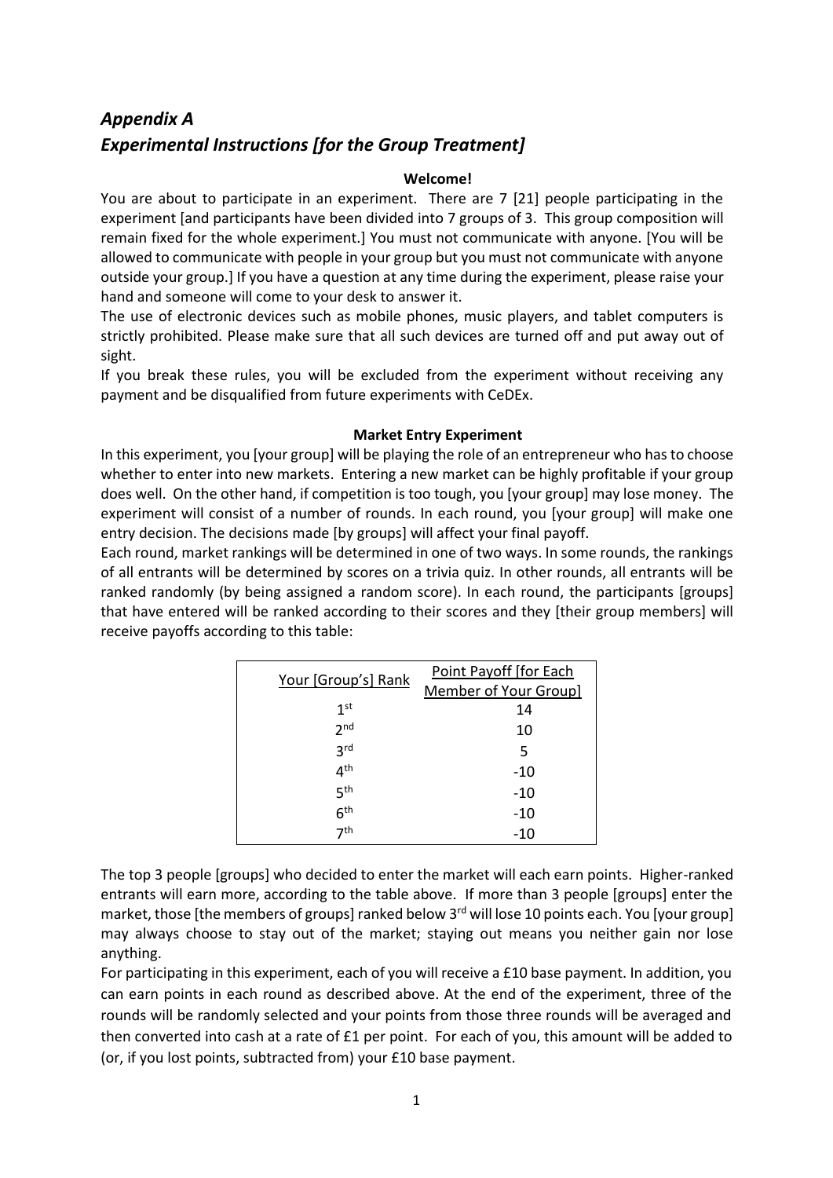# *Appendix A*
# *Experimental Instructions [for the Group Treatment]*

**Welcome!**

You are about to participate in an experiment. There are 7 [21] people participating in the experiment [and participants have been divided into 7 groups of 3. This group composition will remain fixed for the whole experiment.] You must not communicate with anyone. [You will be allowed to communicate with people in your group but you must not communicate with anyone outside your group.] If you have a question at any time during the experiment, please raise your hand and someone will come to your desk to answer it.

The use of electronic devices such as mobile phones, music players, and tablet computers is strictly prohibited. Please make sure that all such devices are turned off and put away out of sight.

If you break these rules, you will be excluded from the experiment without receiving any payment and be disqualified from future experiments with CeDEx.

**Market Entry Experiment**

In this experiment, you [your group] will be playing the role of an entrepreneur who has to choose whether to enter into new markets. Entering a new market can be highly profitable if your group does well. On the other hand, if competition is too tough, you [your group] may lose money. The experiment will consist of a number of rounds. In each round, you [your group] will make one entry decision. The decisions made [by groups] will affect your final payoff.

Each round, market rankings will be determined in one of two ways. In some rounds, the rankings of all entrants will be determined by scores on a trivia quiz. In other rounds, all entrants will be ranked randomly (by being assigned a random score). In each round, the participants [groups] that have entered will be ranked according to their scores and they [their group members] will receive payoffs according to this table:

| Your [Group's] Rank | Point Payoff [for Each Member of Your Group] |
|---|---|
| 1st | 14 |
| 2nd | 10 |
| 3rd | 5 |
| 4th | -10 |
| 5th | -10 |
| 6th | -10 |
| 7th | -10 |

The top 3 people [groups] who decided to enter the market will each earn points. Higher-ranked entrants will earn more, according to the table above. If more than 3 people [groups] enter the market, those [the members of groups] ranked below 3rd will lose 10 points each. You [your group] may always choose to stay out of the market; staying out means you neither gain nor lose anything.

For participating in this experiment, each of you will receive a £10 base payment. In addition, you can earn points in each round as described above. At the end of the experiment, three of the rounds will be randomly selected and your points from those three rounds will be averaged and then converted into cash at a rate of £1 per point. For each of you, this amount will be added to (or, if you lost points, subtracted from) your £10 base payment.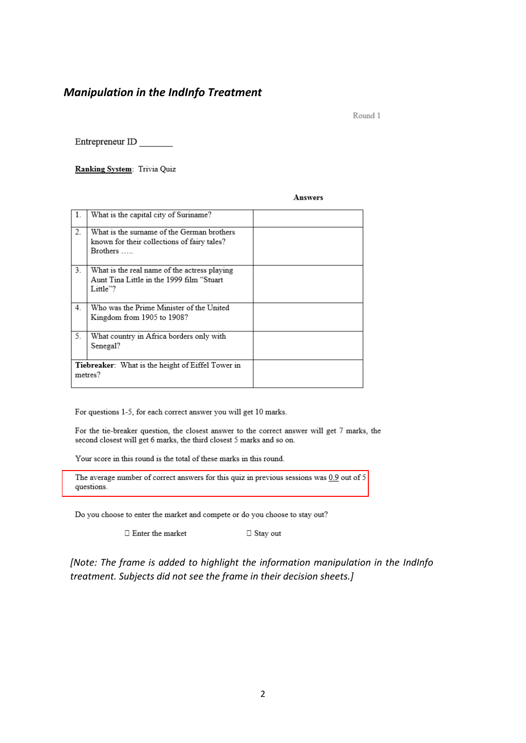## *Manipulation in the IndInfo Treatment*

Round 1

Entrepreneur ID _______

**Ranking System**: Trivia Quiz

| | | **Answers** |
|---|---|---|
| 1. | What is the capital city of Suriname? | |
| 2. | What is the surname of the German brothers known for their collections of fairy tales? Brothers ….. | |
| 3. | What is the real name of the actress playing Aunt Tina Little in the 1999 film "Stuart Little"? | |
| 4. | Who was the Prime Minister of the United Kingdom from 1905 to 1908? | |
| 5. | What country in Africa borders only with Senegal? | |
| **Tiebreaker**: What is the height of Eiffel Tower in metres? | | |

For questions 1-5, for each correct answer you will get 10 marks.

For the tie-breaker question, the closest answer to the correct answer will get 7 marks, the second closest will get 6 marks, the third closest 5 marks and so on.

Your score in this round is the total of these marks in this round.

The average number of correct answers for this quiz in previous sessions was 0.9 out of 5 questions.

Do you choose to enter the market and compete or do you choose to stay out?

☐ Enter the market ☐ Stay out

*[Note: The frame is added to highlight the information manipulation in the IndInfo treatment. Subjects did not see the frame in their decision sheets.]*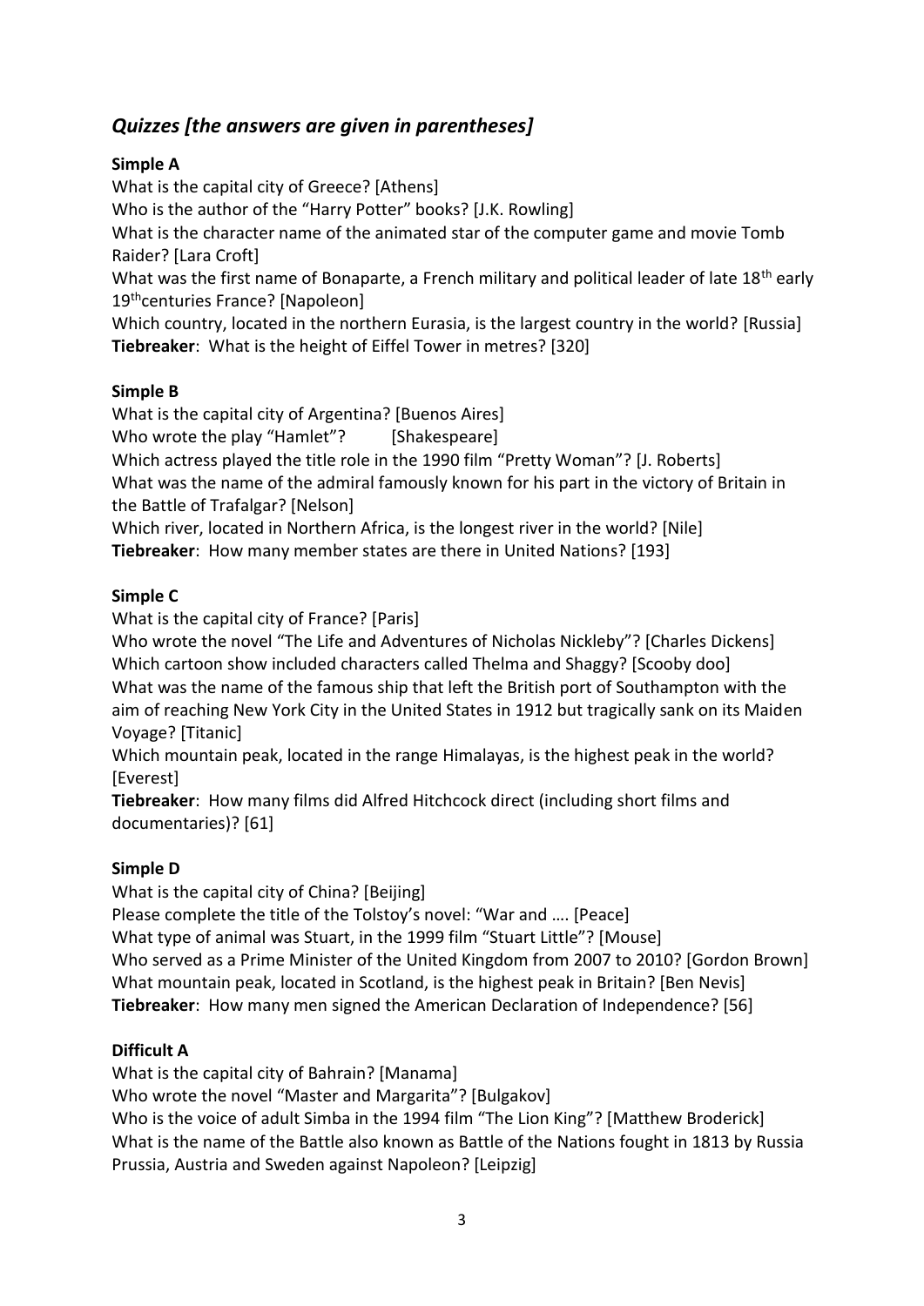## *Quizzes [the answers are given in parentheses]*

**Simple A**

What is the capital city of Greece? [Athens]
Who is the author of the "Harry Potter" books? [J.K. Rowling]
What is the character name of the animated star of the computer game and movie Tomb Raider? [Lara Croft]
What was the first name of Bonaparte, a French military and political leader of late 18th early 19th centuries France? [Napoleon]
Which country, located in the northern Eurasia, is the largest country in the world? [Russia]
**Tiebreaker**: What is the height of Eiffel Tower in metres? [320]

**Simple B**

What is the capital city of Argentina? [Buenos Aires]
Who wrote the play "Hamlet"? [Shakespeare]
Which actress played the title role in the 1990 film "Pretty Woman"? [J. Roberts]
What was the name of the admiral famously known for his part in the victory of Britain in the Battle of Trafalgar? [Nelson]
Which river, located in Northern Africa, is the longest river in the world? [Nile]
**Tiebreaker**: How many member states are there in United Nations? [193]

**Simple C**

What is the capital city of France? [Paris]
Who wrote the novel "The Life and Adventures of Nicholas Nickleby"? [Charles Dickens]
Which cartoon show included characters called Thelma and Shaggy? [Scooby doo]
What was the name of the famous ship that left the British port of Southampton with the aim of reaching New York City in the United States in 1912 but tragically sank on its Maiden Voyage? [Titanic]
Which mountain peak, located in the range Himalayas, is the highest peak in the world? [Everest]
**Tiebreaker**: How many films did Alfred Hitchcock direct (including short films and documentaries)? [61]

**Simple D**

What is the capital city of China? [Beijing]
Please complete the title of the Tolstoy's novel: "War and …. [Peace]
What type of animal was Stuart, in the 1999 film "Stuart Little"? [Mouse]
Who served as a Prime Minister of the United Kingdom from 2007 to 2010? [Gordon Brown]
What mountain peak, located in Scotland, is the highest peak in Britain? [Ben Nevis]
**Tiebreaker**: How many men signed the American Declaration of Independence? [56]

**Difficult A**

What is the capital city of Bahrain? [Manama]
Who wrote the novel "Master and Margarita"? [Bulgakov]
Who is the voice of adult Simba in the 1994 film "The Lion King"? [Matthew Broderick]
What is the name of the Battle also known as Battle of the Nations fought in 1813 by Russia Prussia, Austria and Sweden against Napoleon? [Leipzig]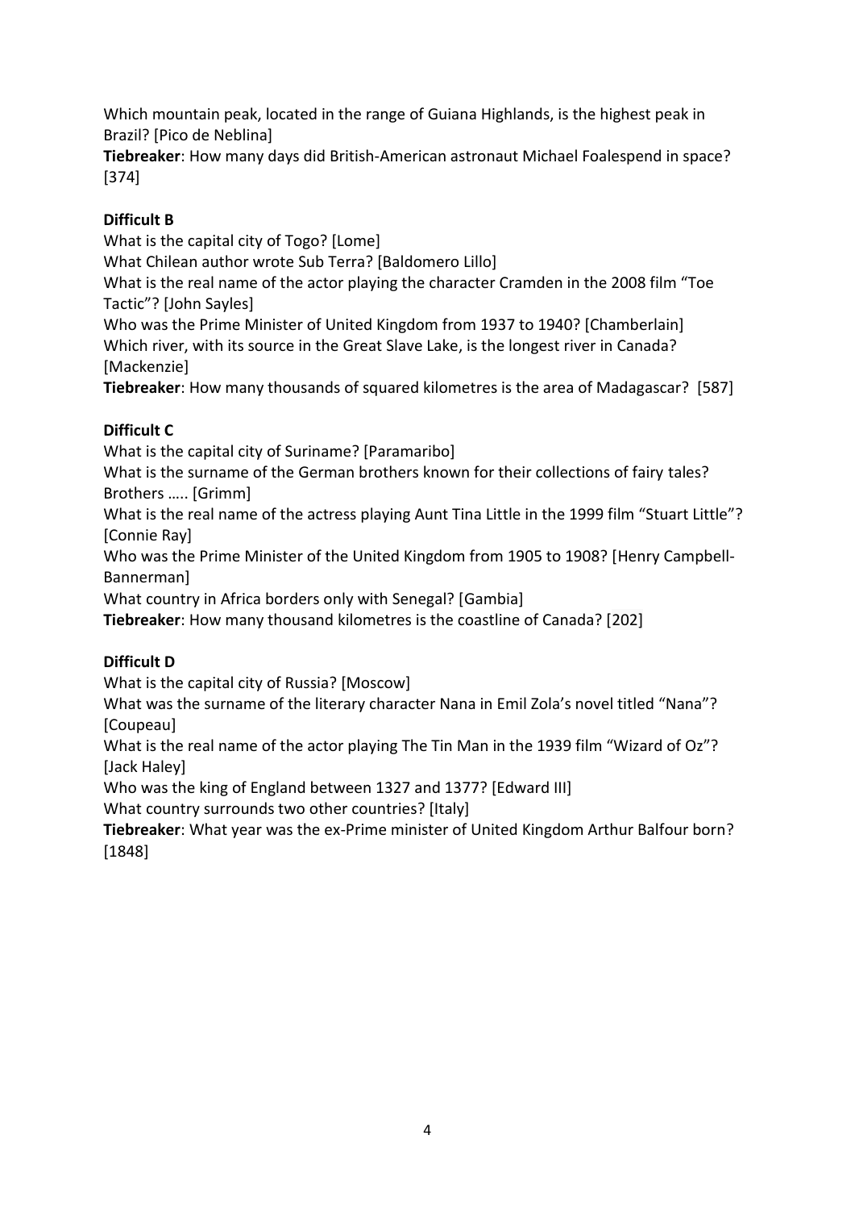Which mountain peak, located in the range of Guiana Highlands, is the highest peak in Brazil? [Pico de Neblina]

**Tiebreaker**: How many days did British-American astronaut Michael Foalespend in space? [374]

**Difficult B**

What is the capital city of Togo? [Lome]

What Chilean author wrote Sub Terra? [Baldomero Lillo]

What is the real name of the actor playing the character Cramden in the 2008 film "Toe Tactic"? [John Sayles]

Who was the Prime Minister of United Kingdom from 1937 to 1940? [Chamberlain]

Which river, with its source in the Great Slave Lake, is the longest river in Canada? [Mackenzie]

**Tiebreaker**: How many thousands of squared kilometres is the area of Madagascar? [587]

**Difficult C**

What is the capital city of Suriname? [Paramaribo]

What is the surname of the German brothers known for their collections of fairy tales? Brothers ….. [Grimm]

What is the real name of the actress playing Aunt Tina Little in the 1999 film "Stuart Little"? [Connie Ray]

Who was the Prime Minister of the United Kingdom from 1905 to 1908? [Henry Campbell-Bannerman]

What country in Africa borders only with Senegal? [Gambia]

**Tiebreaker**: How many thousand kilometres is the coastline of Canada? [202]

**Difficult D**

What is the capital city of Russia? [Moscow]

What was the surname of the literary character Nana in Emil Zola's novel titled "Nana"? [Coupeau]

What is the real name of the actor playing The Tin Man in the 1939 film "Wizard of Oz"? [Jack Haley]

Who was the king of England between 1327 and 1377? [Edward III]

What country surrounds two other countries? [Italy]

**Tiebreaker**: What year was the ex-Prime minister of United Kingdom Arthur Balfour born? [1848]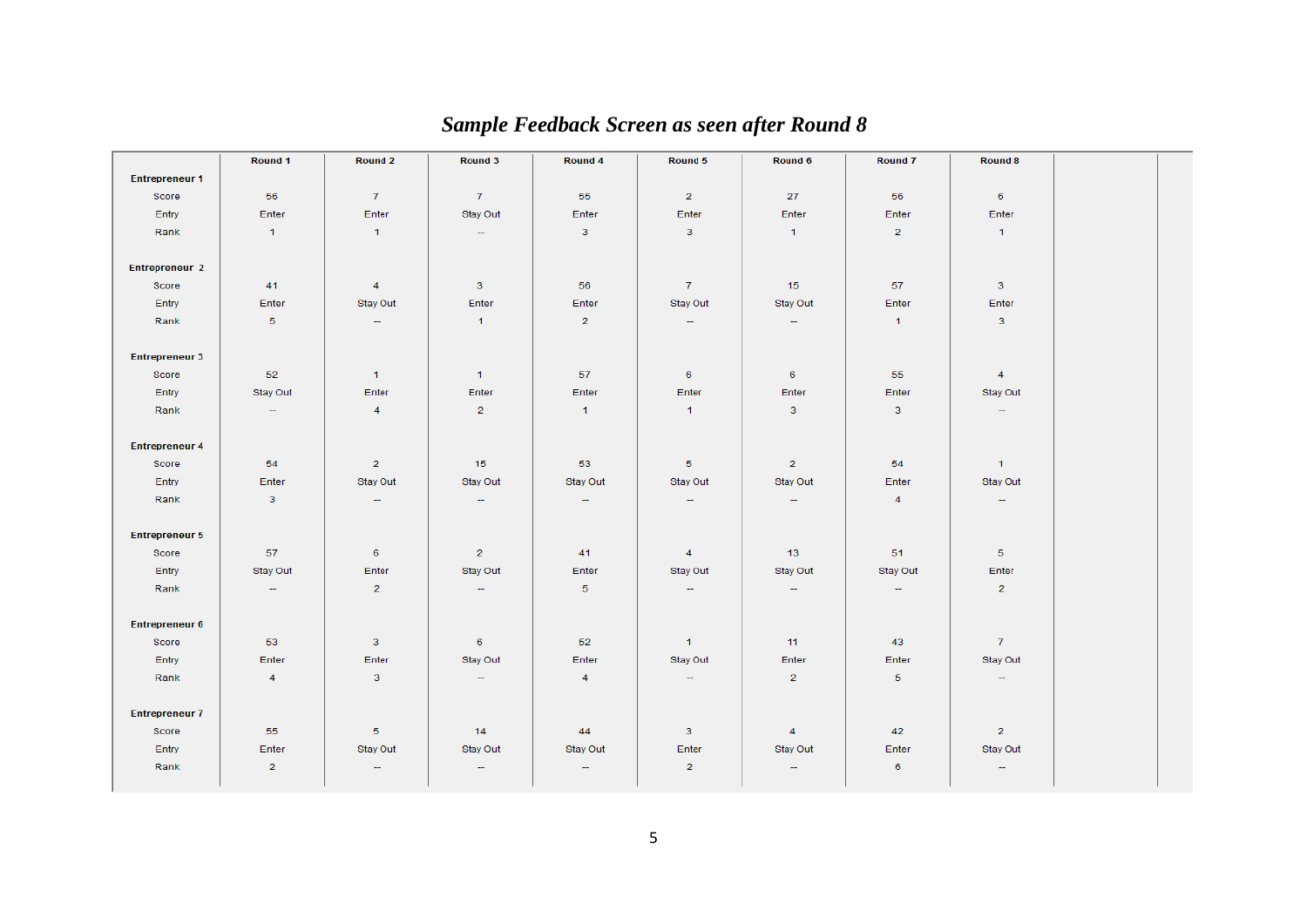*Sample Feedback Screen as seen after Round 8*

| | Round 1 | Round 2 | Round 3 | Round 4 | Round 5 | Round 6 | Round 7 | Round 8 | | |
|---|---|---|---|---|---|---|---|---|---|---|
| **Entrepreneur 1** | | | | | | | | | | |
| Score | 56 | 7 | 7 | 55 | 2 | 27 | 56 | 6 | | |
| Entry | Enter | Enter | Stay Out | Enter | Enter | Enter | Enter | Enter | | |
| Rank | 1 | 1 | -- | 3 | 3 | 1 | 2 | 1 | | |
| **Entrepreneur 2** | | | | | | | | | | |
| Score | 41 | 4 | 3 | 56 | 7 | 15 | 57 | 3 | | |
| Entry | Enter | Stay Out | Enter | Enter | Stay Out | Stay Out | Enter | Enter | | |
| Rank | 5 | -- | 1 | 2 | -- | -- | 1 | 3 | | |
| **Entrepreneur 3** | | | | | | | | | | |
| Score | 52 | 1 | 1 | 57 | 6 | 6 | 55 | 4 | | |
| Entry | Stay Out | Enter | Enter | Enter | Enter | Enter | Enter | Stay Out | | |
| Rank | -- | 4 | 2 | 1 | 1 | 3 | 3 | -- | | |
| **Entrepreneur 4** | | | | | | | | | | |
| Score | 54 | 2 | 15 | 53 | 5 | 2 | 54 | 1 | | |
| Entry | Enter | Stay Out | Stay Out | Stay Out | Stay Out | Stay Out | Enter | Stay Out | | |
| Rank | 3 | -- | -- | -- | -- | -- | 4 | -- | | |
| **Entrepreneur 5** | | | | | | | | | | |
| Score | 57 | 6 | 2 | 41 | 4 | 13 | 51 | 5 | | |
| Entry | Stay Out | Enter | Stay Out | Enter | Stay Out | Stay Out | Stay Out | Enter | | |
| Rank | -- | 2 | -- | 5 | -- | -- | -- | 2 | | |
| **Entrepreneur 6** | | | | | | | | | | |
| Score | 53 | 3 | 6 | 52 | 1 | 11 | 43 | 7 | | |
| Entry | Enter | Enter | Stay Out | Enter | Stay Out | Enter | Enter | Stay Out | | |
| Rank | 4 | 3 | -- | 4 | -- | 2 | 5 | -- | | |
| **Entrepreneur 7** | | | | | | | | | | |
| Score | 55 | 5 | 14 | 44 | 3 | 4 | 42 | 2 | | |
| Entry | Enter | Stay Out | Stay Out | Stay Out | Enter | Stay Out | Enter | Stay Out | | |
| Rank | 2 | -- | -- | -- | 2 | -- | 6 | -- | | |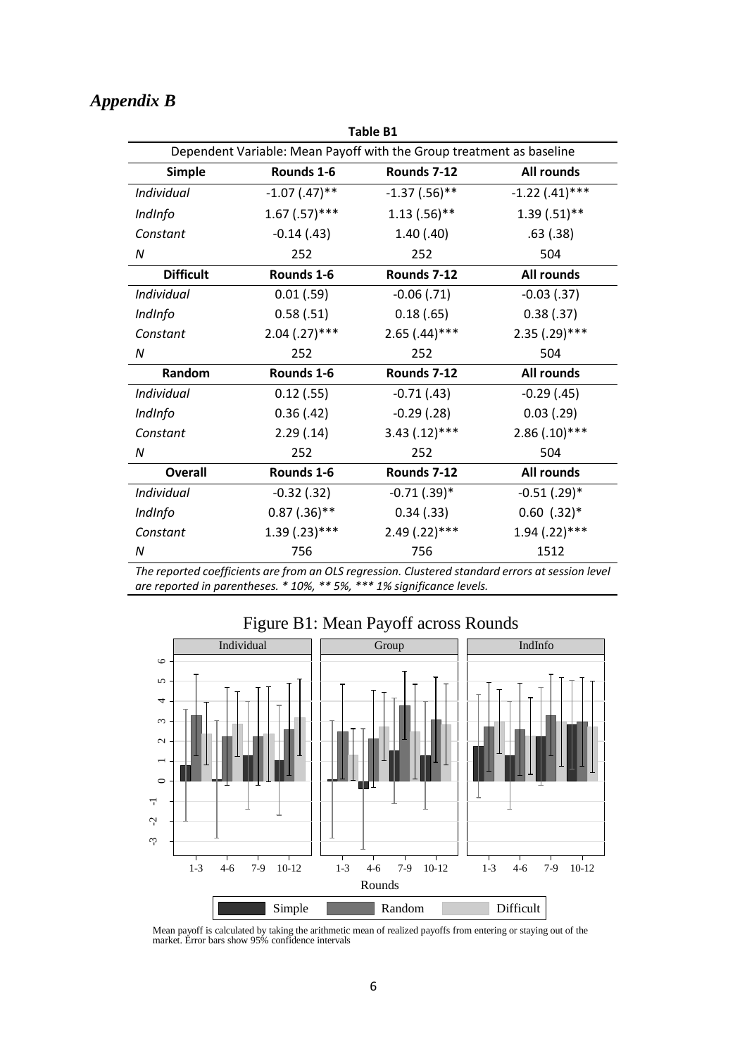## *Appendix B*

**Table B1**

| Dependent Variable: Mean Payoff with the Group treatment as baseline | | | |
|---|---|---|---|
| **Simple** | **Rounds 1-6** | **Rounds 7-12** | **All rounds** |
| *Individual* | -1.07 (.47)** | -1.37 (.56)** | -1.22 (.41)*** |
| *IndInfo* | 1.67 (.57)*** | 1.13 (.56)** | 1.39 (.51)** |
| *Constant* | -0.14 (.43) | 1.40 (.40) | .63 (.38) |
| *N* | 252 | 252 | 504 |
| **Difficult** | **Rounds 1-6** | **Rounds 7-12** | **All rounds** |
| *Individual* | 0.01 (.59) | -0.06 (.71) | -0.03 (.37) |
| *IndInfo* | 0.58 (.51) | 0.18 (.65) | 0.38 (.37) |
| *Constant* | 2.04 (.27)*** | 2.65 (.44)*** | 2.35 (.29)*** |
| *N* | 252 | 252 | 504 |
| **Random** | **Rounds 1-6** | **Rounds 7-12** | **All rounds** |
| *Individual* | 0.12 (.55) | -0.71 (.43) | -0.29 (.45) |
| *IndInfo* | 0.36 (.42) | -0.29 (.28) | 0.03 (.29) |
| *Constant* | 2.29 (.14) | 3.43 (.12)*** | 2.86 (.10)*** |
| *N* | 252 | 252 | 504 |
| **Overall** | **Rounds 1-6** | **Rounds 7-12** | **All rounds** |
| *Individual* | -0.32 (.32) | -0.71 (.39)* | -0.51 (.29)* |
| *IndInfo* | 0.87 (.36)** | 0.34 (.33) | 0.60 (.32)* |
| *Constant* | 1.39 (.23)*** | 2.49 (.22)*** | 1.94 (.22)*** |
| *N* | 756 | 756 | 1512 |

*The reported coefficients are from an OLS regression. Clustered standard errors at session level are reported in parentheses. * 10%, ** 5%, *** 1% significance levels.*

Figure B1: Mean Payoff across Rounds

Individual

Group

IndInfo

6
5
4
3
2
1
0
-1
-2
-3

1-3 4-6 7-9 10-12

Rounds

Simple Random Difficult

Mean payoff is calculated by taking the arithmetic mean of realized payoffs from entering or staying out of the market. Error bars show 95% confidence intervals